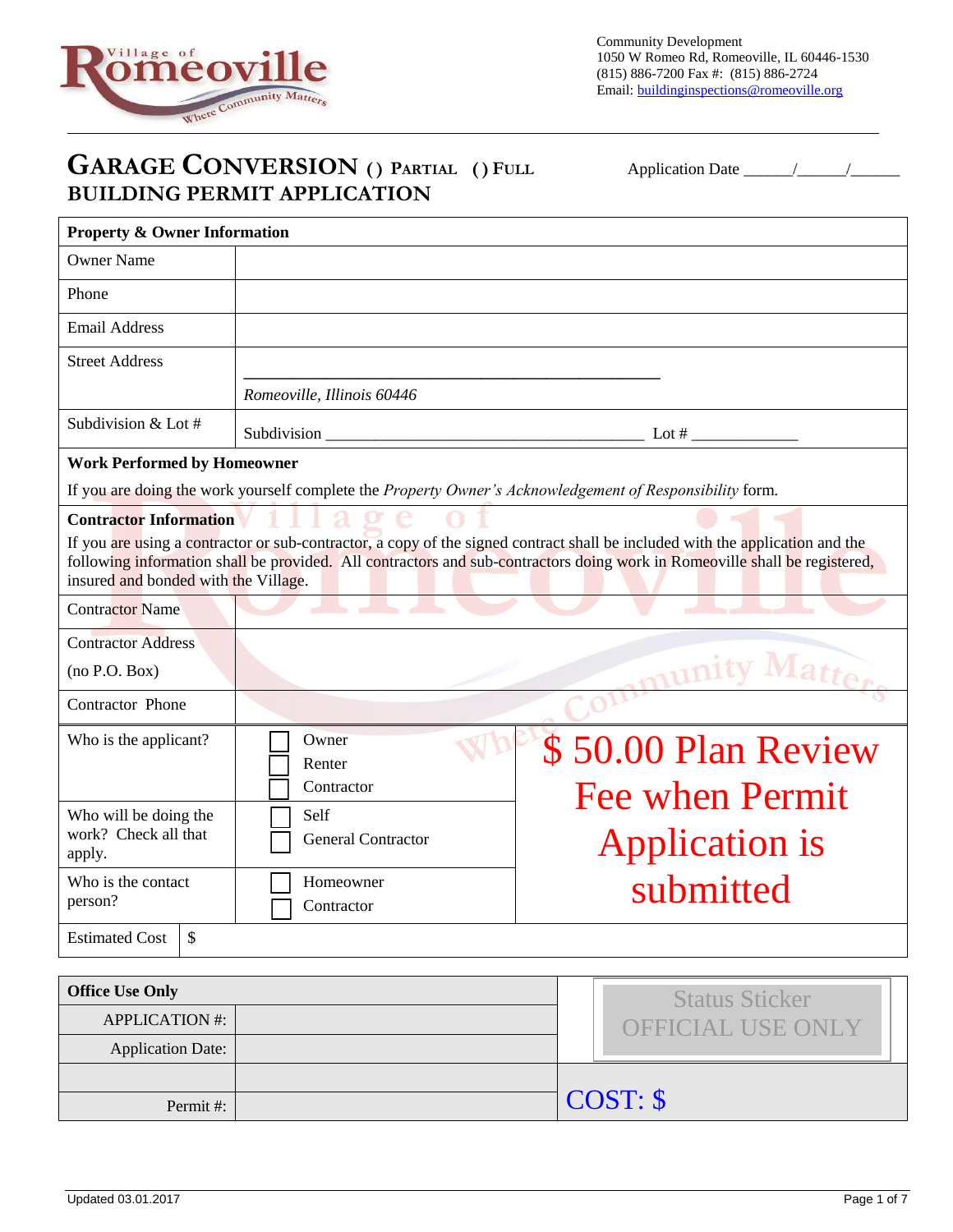Community Development
1050 W Romeo Rd, Romeoville, IL 60446-1530
(815) 886-7200 Fax #: (815) 886-2724
Email: buildinginspections@romeoville.org

# GARAGE CONVERSION ( ) PARTIAL ( ) FULL BUILDING PERMIT APPLICATION

Application Date ______/______/______

| **Property & Owner Information** | |
|---|---|
| Owner Name | |
| Phone | |
| Email Address | |
| Street Address | ________________________________________ *Romeoville, Illinois 60446* |
| Subdivision & Lot # | Subdivision ______________________________ Lot # ____________ |

**Work Performed by Homeowner**

If you are doing the work yourself complete the *Property Owner's Acknowledgement of Responsibility* form.

**Contractor Information**

If you are using a contractor or sub-contractor, a copy of the signed contract shall be included with the application and the following information shall be provided. All contractors and sub-contractors doing work in Romeoville shall be registered, insured and bonded with the Village.

| | |
|---|---|
| Contractor Name | |
| Contractor Address (no P.O. Box) | |
| Contractor Phone | |

| | | |
|---|---|---|
| Who is the applicant? | ☐ Owner ☐ Renter ☐ Contractor | $ 50.00 Plan Review Fee when Permit Application is submitted |
| Who will be doing the work? Check all that apply. | ☐ Self ☐ General Contractor | |
| Who is the contact person? | ☐ Homeowner ☐ Contractor | |
| Estimated Cost | $ | |

| **Office Use Only** | | Status Sticker OFFICIAL USE ONLY |
|---|---|---|
| APPLICATION #: | | |
| Application Date: | | |
| | | COST: $ |
| Permit #: | | |

Updated 03.01.2017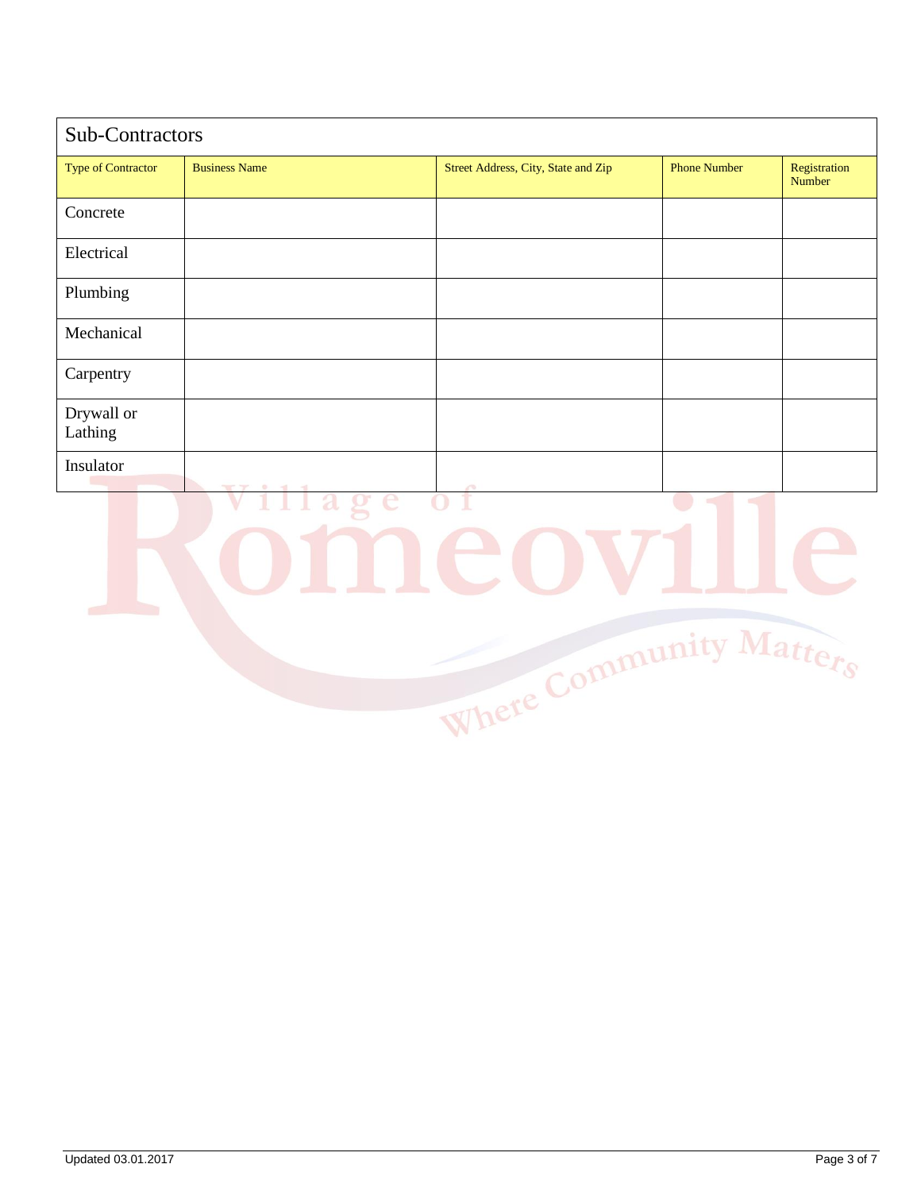## Sub-Contractors

| Type of Contractor | Business Name | Street Address, City, State and Zip | Phone Number | Registration Number |
|---|---|---|---|---|
| Concrete | | | | |
| Electrical | | | | |
| Plumbing | | | | |
| Mechanical | | | | |
| Carpentry | | | | |
| Drywall or Lathing | | | | |
| Insulator | | | | |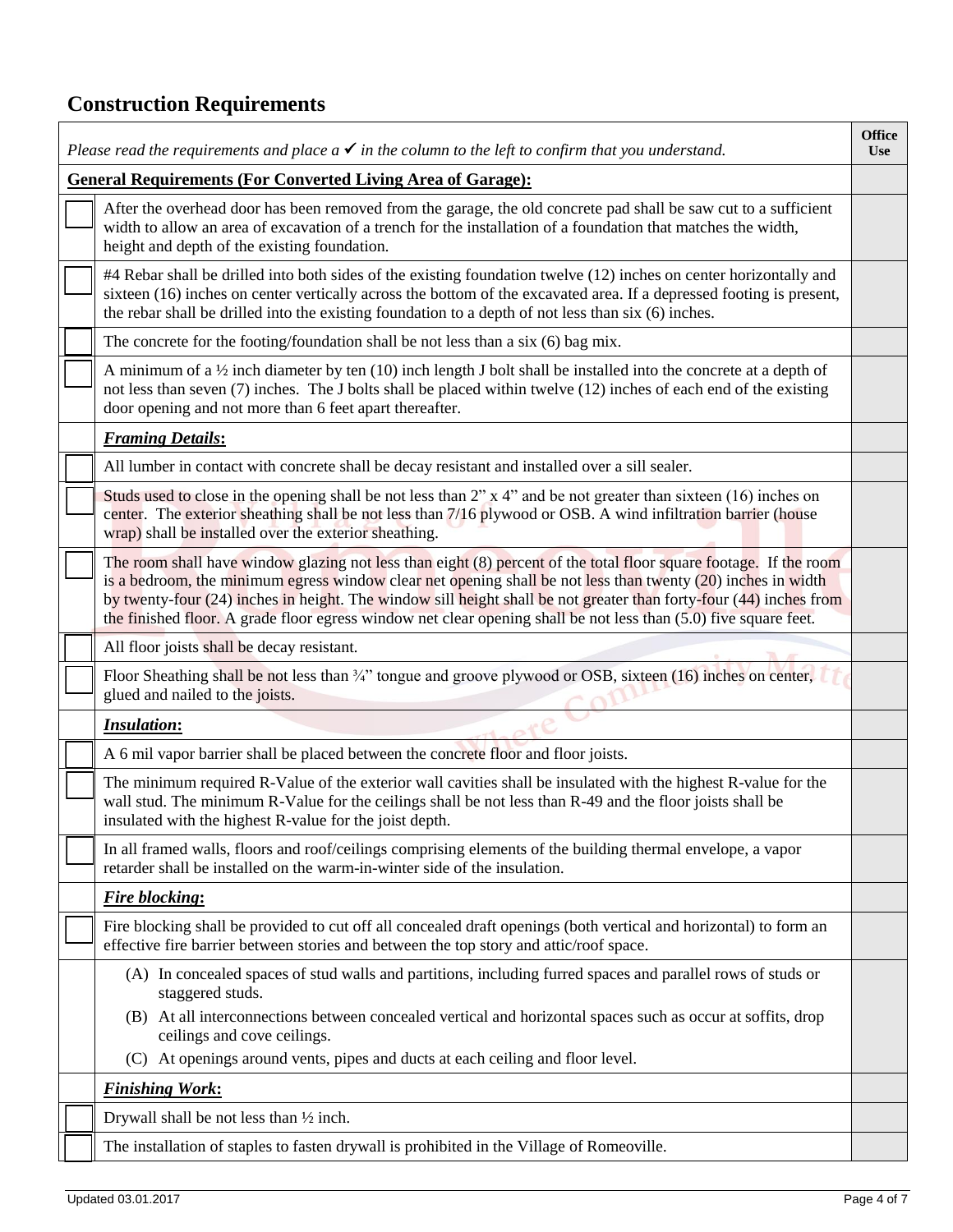## Construction Requirements

| Please read the requirements and place a ✓ in the column to the left to confirm that you understand. | | Office Use |
|---|---|---|
| **General Requirements (For Converted Living Area of Garage):** | | |
| ☐ | After the overhead door has been removed from the garage, the old concrete pad shall be saw cut to a sufficient width to allow an area of excavation of a trench for the installation of a foundation that matches the width, height and depth of the existing foundation. | |
| ☐ | #4 Rebar shall be drilled into both sides of the existing foundation twelve (12) inches on center horizontally and sixteen (16) inches on center vertically across the bottom of the excavated area. If a depressed footing is present, the rebar shall be drilled into the existing foundation to a depth of not less than six (6) inches. | |
| ☐ | The concrete for the footing/foundation shall be not less than a six (6) bag mix. | |
| ☐ | A minimum of a ½ inch diameter by ten (10) inch length J bolt shall be installed into the concrete at a depth of not less than seven (7) inches. The J bolts shall be placed within twelve (12) inches of each end of the existing door opening and not more than 6 feet apart thereafter. | |
| | ***Framing Details*:** | |
| ☐ | All lumber in contact with concrete shall be decay resistant and installed over a sill sealer. | |
| ☐ | Studs used to close in the opening shall be not less than 2" x 4" and be not greater than sixteen (16) inches on center. The exterior sheathing shall be not less than 7/16 plywood or OSB. A wind infiltration barrier (house wrap) shall be installed over the exterior sheathing. | |
| ☐ | The room shall have window glazing not less than eight (8) percent of the total floor square footage. If the room is a bedroom, the minimum egress window clear net opening shall be not less than twenty (20) inches in width by twenty-four (24) inches in height. The window sill height shall be not greater than forty-four (44) inches from the finished floor. A grade floor egress window net clear opening shall be not less than (5.0) five square feet. | |
| ☐ | All floor joists shall be decay resistant. | |
| ☐ | Floor Sheathing shall be not less than ¾" tongue and groove plywood or OSB, sixteen (16) inches on center, glued and nailed to the joists. | |
| | ***Insulation*:** | |
| ☐ | A 6 mil vapor barrier shall be placed between the concrete floor and floor joists. | |
| ☐ | The minimum required R-Value of the exterior wall cavities shall be insulated with the highest R-value for the wall stud. The minimum R-Value for the ceilings shall be not less than R-49 and the floor joists shall be insulated with the highest R-value for the joist depth. | |
| ☐ | In all framed walls, floors and roof/ceilings comprising elements of the building thermal envelope, a vapor retarder shall be installed on the warm-in-winter side of the insulation. | |
| | ***Fire blocking*:** | |
| ☐ | Fire blocking shall be provided to cut off all concealed draft openings (both vertical and horizontal) to form an effective fire barrier between stories and between the top story and attic/roof space. | |
| | (A) In concealed spaces of stud walls and partitions, including furred spaces and parallel rows of studs or staggered studs.<br>(B) At all interconnections between concealed vertical and horizontal spaces such as occur at soffits, drop ceilings and cove ceilings.<br>(C) At openings around vents, pipes and ducts at each ceiling and floor level. | |
| | ***Finishing Work*:** | |
| ☐ | Drywall shall be not less than ½ inch. | |
| ☐ | The installation of staples to fasten drywall is prohibited in the Village of Romeoville. | |

Updated 03.01.2017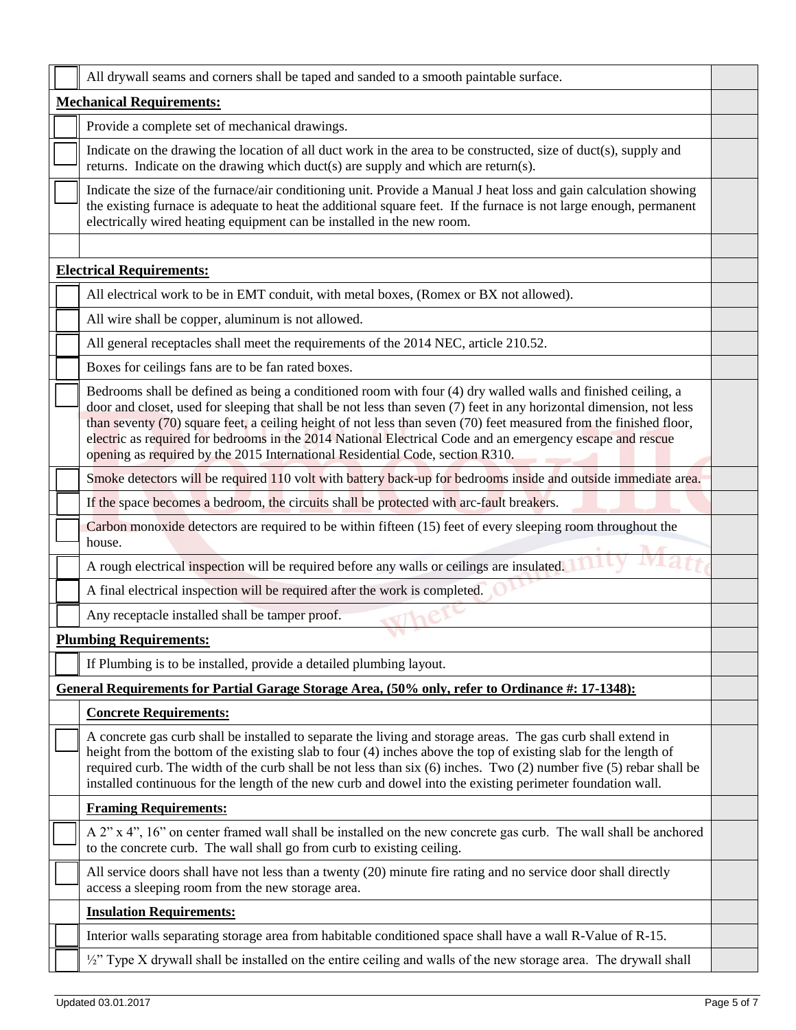| | | |
|---|---|---|
| ☐ | All drywall seams and corners shall be taped and sanded to a smooth paintable surface. | |
| **Mechanical Requirements:** | | |
| ☐ | Provide a complete set of mechanical drawings. | |
| ☐ | Indicate on the drawing the location of all duct work in the area to be constructed, size of duct(s), supply and returns. Indicate on the drawing which duct(s) are supply and which are return(s). | |
| ☐ | Indicate the size of the furnace/air conditioning unit. Provide a Manual J heat loss and gain calculation showing the existing furnace is adequate to heat the additional square feet. If the furnace is not large enough, permanent electrically wired heating equipment can be installed in the new room. | |
| | | |
| **Electrical Requirements:** | | |
| ☐ | All electrical work to be in EMT conduit, with metal boxes, (Romex or BX not allowed). | |
| ☐ | All wire shall be copper, aluminum is not allowed. | |
| ☐ | All general receptacles shall meet the requirements of the 2014 NEC, article 210.52. | |
| ☐ | Boxes for ceilings fans are to be fan rated boxes. | |
| ☐ | Bedrooms shall be defined as being a conditioned room with four (4) dry walled walls and finished ceiling, a door and closet, used for sleeping that shall be not less than seven (7) feet in any horizontal dimension, not less than seventy (70) square feet, a ceiling height of not less than seven (70) feet measured from the finished floor, electric as required for bedrooms in the 2014 National Electrical Code and an emergency escape and rescue opening as required by the 2015 International Residential Code, section R310. | |
| ☐ | Smoke detectors will be required 110 volt with battery back-up for bedrooms inside and outside immediate area. | |
| ☐ | If the space becomes a bedroom, the circuits shall be protected with arc-fault breakers. | |
| ☐ | Carbon monoxide detectors are required to be within fifteen (15) feet of every sleeping room throughout the house. | |
| ☐ | A rough electrical inspection will be required before any walls or ceilings are insulated. | |
| ☐ | A final electrical inspection will be required after the work is completed. | |
| ☐ | Any receptacle installed shall be tamper proof. | |
| **Plumbing Requirements:** | | |
| ☐ | If Plumbing is to be installed, provide a detailed plumbing layout. | |
| **General Requirements for Partial Garage Storage Area, (50% only, refer to Ordinance #: 17-1348):** | | |
| | **Concrete Requirements:** | |
| ☐ | A concrete gas curb shall be installed to separate the living and storage areas. The gas curb shall extend in height from the bottom of the existing slab to four (4) inches above the top of existing slab for the length of required curb. The width of the curb shall be not less than six (6) inches. Two (2) number five (5) rebar shall be installed continuous for the length of the new curb and dowel into the existing perimeter foundation wall. | |
| | **Framing Requirements:** | |
| ☐ | A 2" x 4", 16" on center framed wall shall be installed on the new concrete gas curb. The wall shall be anchored to the concrete curb. The wall shall go from curb to existing ceiling. | |
| ☐ | All service doors shall have not less than a twenty (20) minute fire rating and no service door shall directly access a sleeping room from the new storage area. | |
| | **Insulation Requirements:** | |
| ☐ | Interior walls separating storage area from habitable conditioned space shall have a wall R-Value of R-15. | |
| ☐ | ½" Type X drywall shall be installed on the entire ceiling and walls of the new storage area. The drywall shall | |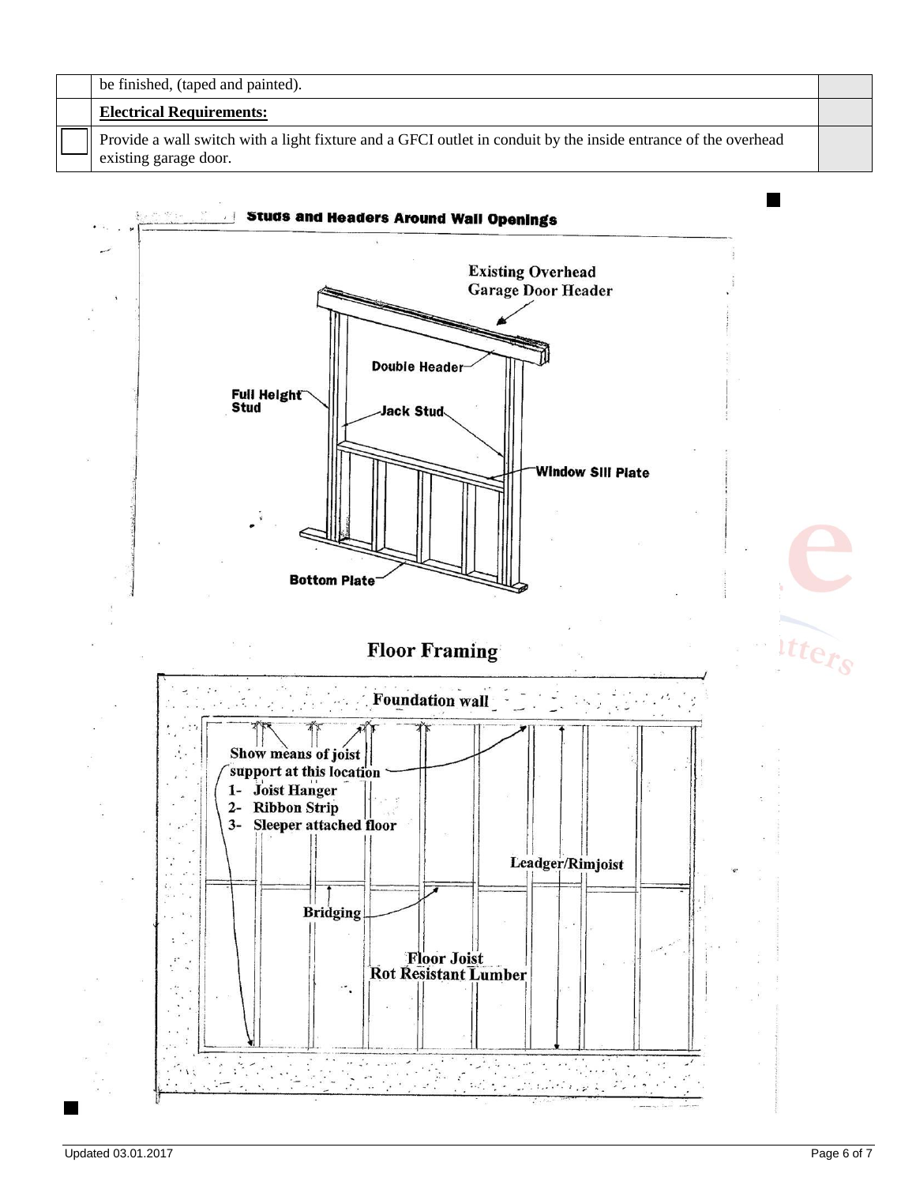| | | |
|---|---|---|
| | be finished, (taped and painted). | |
| | **Electrical Requirements:** | |
| ☐ | Provide a wall switch with a light fixture and a GFCI outlet in conduit by the inside entrance of the overhead existing garage door. | |

**Studs and Headers Around Wall Openings**

Existing Overhead Garage Door Header

Double Header

Full Height Stud

Jack Stud

Window Sill Plate

Bottom Plate

**Floor Framing**

Foundation wall

Show means of joist support at this location

1- Joist Hanger

2- Ribbon Strip

3- Sleeper attached floor

Leadger/Rimjoist

Bridging

Floor Joist
Rot Resistant Lumber

Updated 03.01.2017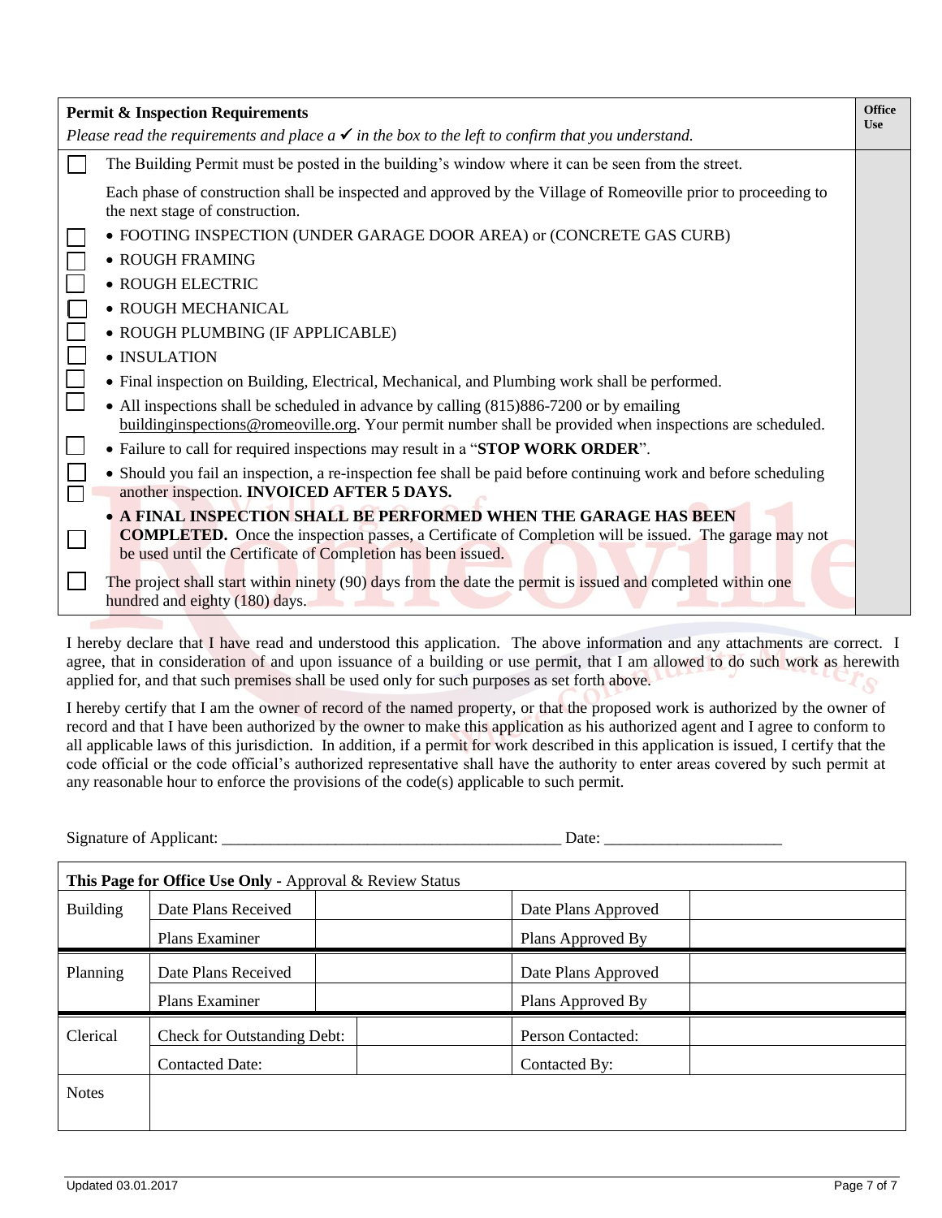| Permit & Inspection Requirements<br>*Please read the requirements and place a ✓ in the box to the left to confirm that you understand.* | | Office Use |
|---|---|---|
| ☐ | The Building Permit must be posted in the building's window where it can be seen from the street. | |
| | Each phase of construction shall be inspected and approved by the Village of Romeoville prior to proceeding to the next stage of construction. | |
| ☐ | • FOOTING INSPECTION (UNDER GARAGE DOOR AREA) or (CONCRETE GAS CURB) | |
| ☐ | • ROUGH FRAMING | |
| ☐ | • ROUGH ELECTRIC | |
| ☐ | • ROUGH MECHANICAL | |
| ☐ | • ROUGH PLUMBING (IF APPLICABLE) | |
| ☐ | • INSULATION | |
| ☐ | • Final inspection on Building, Electrical, Mechanical, and Plumbing work shall be performed. | |
| ☐ | • All inspections shall be scheduled in advance by calling (815)886-7200 or by emailing buildinginspections@romeoville.org. Your permit number shall be provided when inspections are scheduled. | |
| ☐ | • Failure to call for required inspections may result in a "**STOP WORK ORDER**". | |
| ☐ ☐ | • Should you fail an inspection, a re-inspection fee shall be paid before continuing work and before scheduling another inspection. **INVOICED AFTER 5 DAYS.** | |
| ☐ | • **A FINAL INSPECTION SHALL BE PERFORMED WHEN THE GARAGE HAS BEEN COMPLETED.** Once the inspection passes, a Certificate of Completion will be issued. The garage may not be used until the Certificate of Completion has been issued. | |
| ☐ | The project shall start within ninety (90) days from the date the permit is issued and completed within one hundred and eighty (180) days. | |

I hereby declare that I have read and understood this application. The above information and any attachments are correct. I agree, that in consideration of and upon issuance of a building or use permit, that I am allowed to do such work as herewith applied for, and that such premises shall be used only for such purposes as set forth above.

I hereby certify that I am the owner of record of the named property, or that the proposed work is authorized by the owner of record and that I have been authorized by the owner to make this application as his authorized agent and I agree to conform to all applicable laws of this jurisdiction. In addition, if a permit for work described in this application is issued, I certify that the code official or the code official's authorized representative shall have the authority to enter areas covered by such permit at any reasonable hour to enforce the provisions of the code(s) applicable to such permit.

Signature of Applicant: __________________________________________ Date: ______________________

| **This Page for Office Use Only** - Approval & Review Status | | | | |
|---|---|---|---|---|
| Building | Date Plans Received | | Date Plans Approved | |
| | Plans Examiner | | Plans Approved By | |
| Planning | Date Plans Received | | Date Plans Approved | |
| | Plans Examiner | | Plans Approved By | |
| Clerical | Check for Outstanding Debt: | | Person Contacted: | |
| | Contacted Date: | | Contacted By: | |
| Notes | | | | |

Updated 03.01.2017